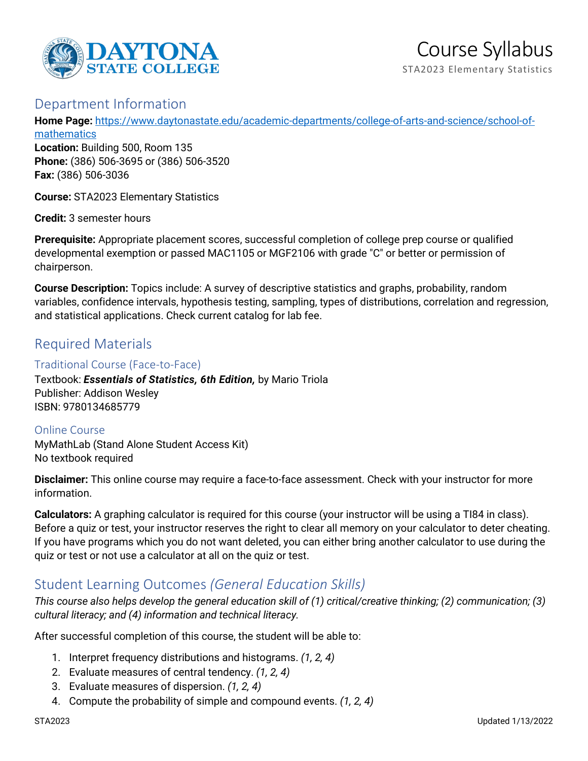# Course Syllabus

STA2023 Elementary Statistics

## Department Information

**Home Page:** [https://www.daytonastate.edu/academic-departments/college-of-arts-and-science/school-of-mathematics](https://www.daytonastate.edu/academic-departments/college-of-arts-and-science/school-of-mathematics)
**Location:** Building 500, Room 135
**Phone:** (386) 506-3695 or (386) 506-3520
**Fax:** (386) 506-3036

**Course:** STA2023 Elementary Statistics

**Credit:** 3 semester hours

**Prerequisite:** Appropriate placement scores, successful completion of college prep course or qualified developmental exemption or passed MAC1105 or MGF2106 with grade "C" or better or permission of chairperson.

**Course Description:** Topics include: A survey of descriptive statistics and graphs, probability, random variables, confidence intervals, hypothesis testing, sampling, types of distributions, correlation and regression, and statistical applications. Check current catalog for lab fee.

## Required Materials

### Traditional Course (Face-to-Face)

Textbook: ***Essentials of Statistics, 6th Edition,*** by Mario Triola
Publisher: Addison Wesley
ISBN: 9780134685779

### Online Course

MyMathLab (Stand Alone Student Access Kit)
No textbook required

**Disclaimer:** This online course may require a face-to-face assessment. Check with your instructor for more information.

**Calculators:** A graphing calculator is required for this course (your instructor will be using a TI84 in class). Before a quiz or test, your instructor reserves the right to clear all memory on your calculator to deter cheating. If you have programs which you do not want deleted, you can either bring another calculator to use during the quiz or test or not use a calculator at all on the quiz or test.

## Student Learning Outcomes *(General Education Skills)*

*This course also helps develop the general education skill of (1) critical/creative thinking; (2) communication; (3) cultural literacy; and (4) information and technical literacy.*

After successful completion of this course, the student will be able to:

1. Interpret frequency distributions and histograms. *(1, 2, 4)*
2. Evaluate measures of central tendency. *(1, 2, 4)*
3. Evaluate measures of dispersion. *(1, 2, 4)*
4. Compute the probability of simple and compound events. *(1, 2, 4)*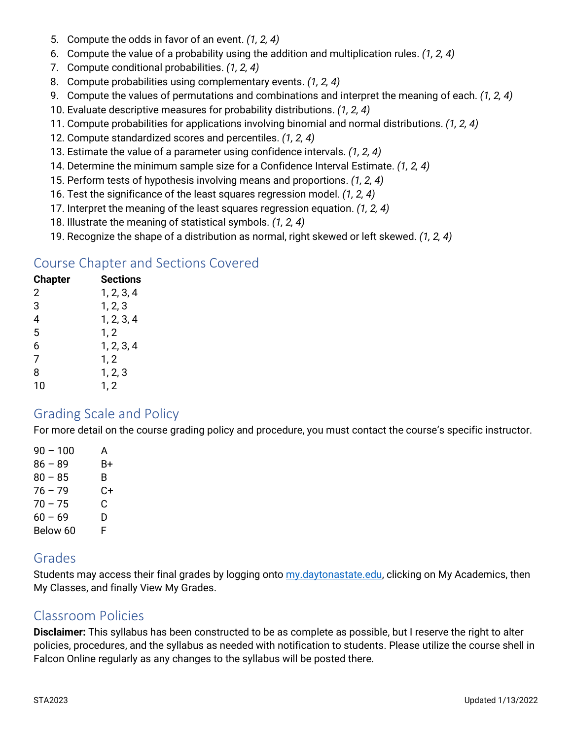5. Compute the odds in favor of an event. *(1, 2, 4)*
6. Compute the value of a probability using the addition and multiplication rules. *(1, 2, 4)*
7. Compute conditional probabilities. *(1, 2, 4)*
8. Compute probabilities using complementary events. *(1, 2, 4)*
9. Compute the values of permutations and combinations and interpret the meaning of each. *(1, 2, 4)*
10. Evaluate descriptive measures for probability distributions. *(1, 2, 4)*
11. Compute probabilities for applications involving binomial and normal distributions. *(1, 2, 4)*
12. Compute standardized scores and percentiles. *(1, 2, 4)*
13. Estimate the value of a parameter using confidence intervals. *(1, 2, 4)*
14. Determine the minimum sample size for a Confidence Interval Estimate. *(1, 2, 4)*
15. Perform tests of hypothesis involving means and proportions. *(1, 2, 4)*
16. Test the significance of the least squares regression model. *(1, 2, 4)*
17. Interpret the meaning of the least squares regression equation. *(1, 2, 4)*
18. Illustrate the meaning of statistical symbols. *(1, 2, 4)*
19. Recognize the shape of a distribution as normal, right skewed or left skewed. *(1, 2, 4)*

## Course Chapter and Sections Covered

| Chapter | Sections |
|---|---|
| 2 | 1, 2, 3, 4 |
| 3 | 1, 2, 3 |
| 4 | 1, 2, 3, 4 |
| 5 | 1, 2 |
| 6 | 1, 2, 3, 4 |
| 7 | 1, 2 |
| 8 | 1, 2, 3 |
| 10 | 1, 2 |

## Grading Scale and Policy

For more detail on the course grading policy and procedure, you must contact the course's specific instructor.

| | |
|---|---|
| 90 – 100 | A |
| 86 – 89 | B+ |
| 80 – 85 | B |
| 76 – 79 | C+ |
| 70 – 75 | C |
| 60 – 69 | D |
| Below 60 | F |

## Grades

Students may access their final grades by logging onto my.daytonastate.edu, clicking on My Academics, then My Classes, and finally View My Grades.

## Classroom Policies

**Disclaimer:** This syllabus has been constructed to be as complete as possible, but I reserve the right to alter policies, procedures, and the syllabus as needed with notification to students. Please utilize the course shell in Falcon Online regularly as any changes to the syllabus will be posted there.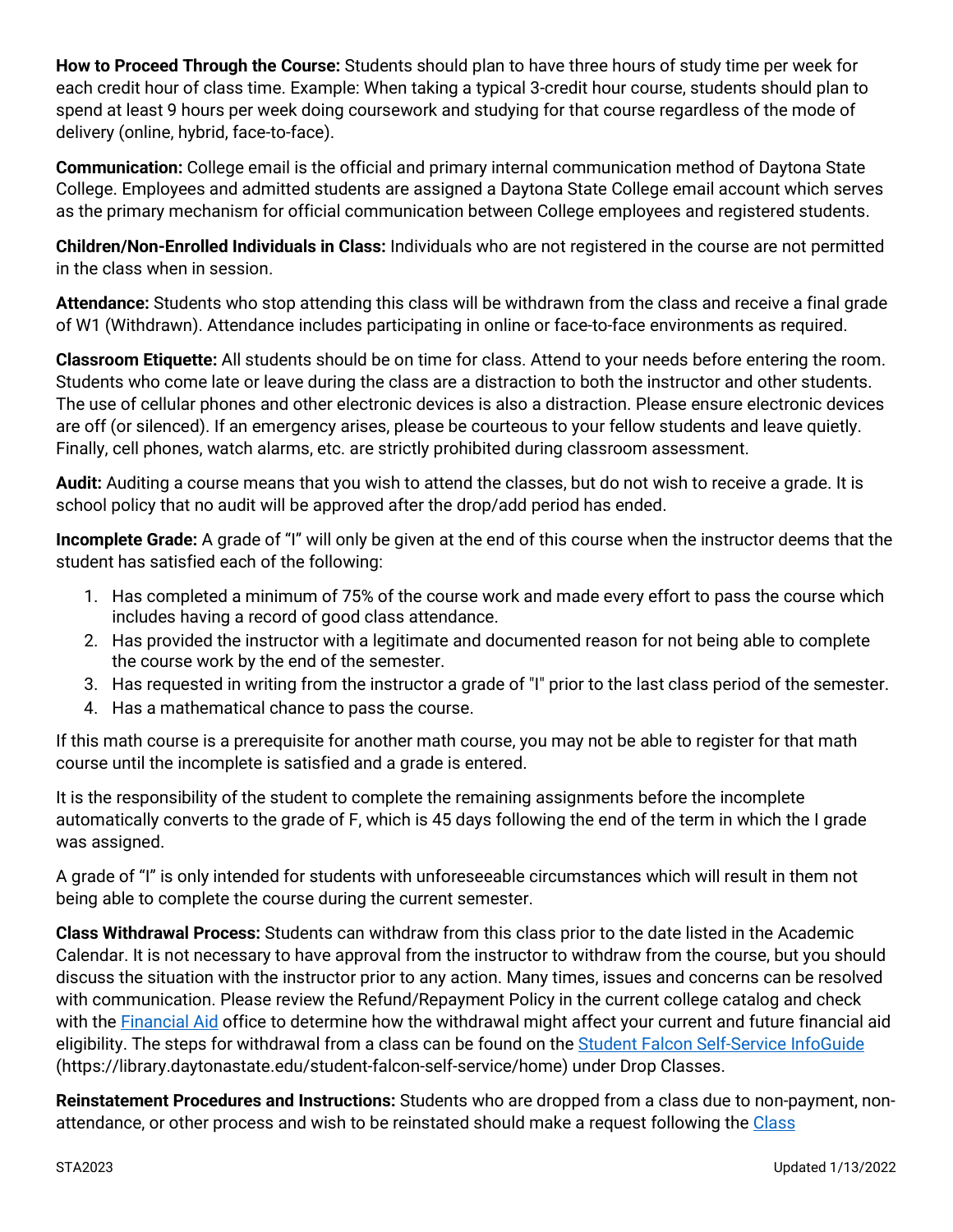**How to Proceed Through the Course:** Students should plan to have three hours of study time per week for each credit hour of class time. Example: When taking a typical 3-credit hour course, students should plan to spend at least 9 hours per week doing coursework and studying for that course regardless of the mode of delivery (online, hybrid, face-to-face).

**Communication:** College email is the official and primary internal communication method of Daytona State College. Employees and admitted students are assigned a Daytona State College email account which serves as the primary mechanism for official communication between College employees and registered students.

**Children/Non-Enrolled Individuals in Class:** Individuals who are not registered in the course are not permitted in the class when in session.

**Attendance:** Students who stop attending this class will be withdrawn from the class and receive a final grade of W1 (Withdrawn). Attendance includes participating in online or face-to-face environments as required.

**Classroom Etiquette:** All students should be on time for class. Attend to your needs before entering the room. Students who come late or leave during the class are a distraction to both the instructor and other students. The use of cellular phones and other electronic devices is also a distraction. Please ensure electronic devices are off (or silenced). If an emergency arises, please be courteous to your fellow students and leave quietly. Finally, cell phones, watch alarms, etc. are strictly prohibited during classroom assessment.

**Audit:** Auditing a course means that you wish to attend the classes, but do not wish to receive a grade. It is school policy that no audit will be approved after the drop/add period has ended.

**Incomplete Grade:** A grade of "I" will only be given at the end of this course when the instructor deems that the student has satisfied each of the following:

1. Has completed a minimum of 75% of the course work and made every effort to pass the course which includes having a record of good class attendance.
2. Has provided the instructor with a legitimate and documented reason for not being able to complete the course work by the end of the semester.
3. Has requested in writing from the instructor a grade of "I" prior to the last class period of the semester.
4. Has a mathematical chance to pass the course.

If this math course is a prerequisite for another math course, you may not be able to register for that math course until the incomplete is satisfied and a grade is entered.

It is the responsibility of the student to complete the remaining assignments before the incomplete automatically converts to the grade of F, which is 45 days following the end of the term in which the I grade was assigned.

A grade of "I" is only intended for students with unforeseeable circumstances which will result in them not being able to complete the course during the current semester.

**Class Withdrawal Process:** Students can withdraw from this class prior to the date listed in the Academic Calendar. It is not necessary to have approval from the instructor to withdraw from the course, but you should discuss the situation with the instructor prior to any action. Many times, issues and concerns can be resolved with communication. Please review the Refund/Repayment Policy in the current college catalog and check with the Financial Aid office to determine how the withdrawal might affect your current and future financial aid eligibility. The steps for withdrawal from a class can be found on the Student Falcon Self-Service InfoGuide (https://library.daytonastate.edu/student-falcon-self-service/home) under Drop Classes.

**Reinstatement Procedures and Instructions:** Students who are dropped from a class due to non-payment, non-attendance, or other process and wish to be reinstated should make a request following the Class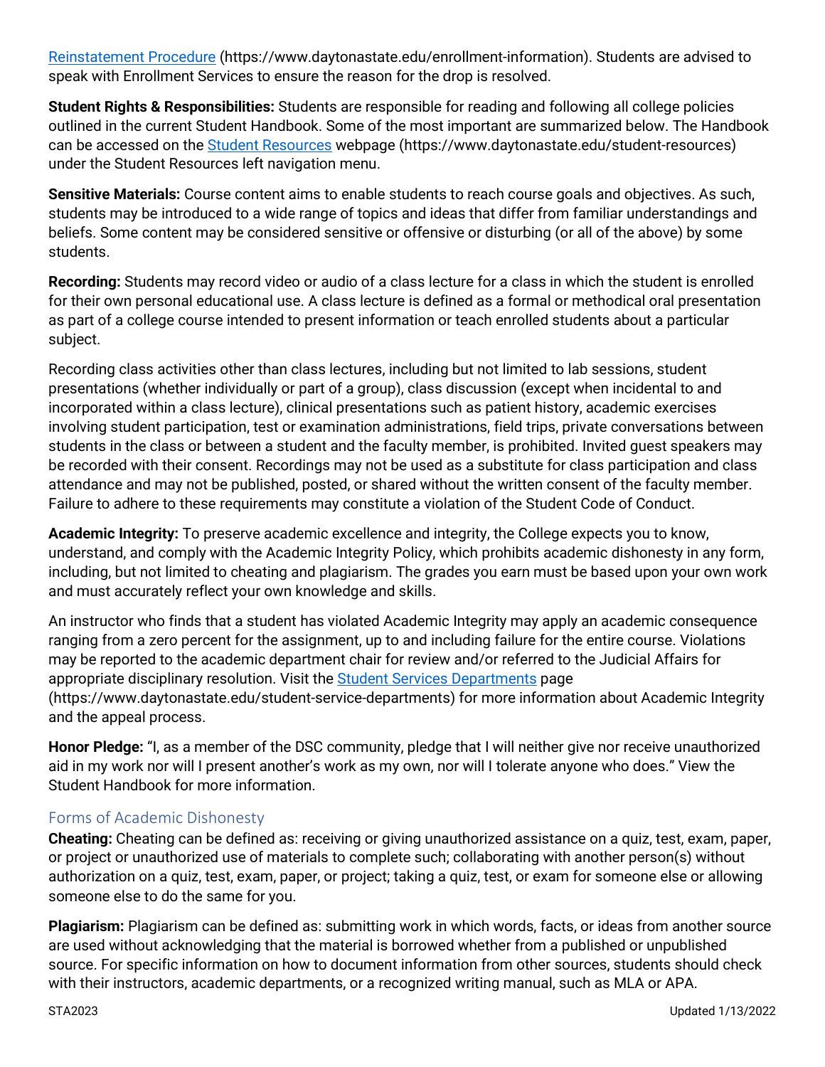[Reinstatement Procedure](https://www.daytonastate.edu/enrollment-information) (https://www.daytonastate.edu/enrollment-information). Students are advised to speak with Enrollment Services to ensure the reason for the drop is resolved.

**Student Rights & Responsibilities:** Students are responsible for reading and following all college policies outlined in the current Student Handbook. Some of the most important are summarized below. The Handbook can be accessed on the [Student Resources](https://www.daytonastate.edu/student-resources) webpage (https://www.daytonastate.edu/student-resources) under the Student Resources left navigation menu.

**Sensitive Materials:** Course content aims to enable students to reach course goals and objectives. As such, students may be introduced to a wide range of topics and ideas that differ from familiar understandings and beliefs. Some content may be considered sensitive or offensive or disturbing (or all of the above) by some students.

**Recording:** Students may record video or audio of a class lecture for a class in which the student is enrolled for their own personal educational use. A class lecture is defined as a formal or methodical oral presentation as part of a college course intended to present information or teach enrolled students about a particular subject.

Recording class activities other than class lectures, including but not limited to lab sessions, student presentations (whether individually or part of a group), class discussion (except when incidental to and incorporated within a class lecture), clinical presentations such as patient history, academic exercises involving student participation, test or examination administrations, field trips, private conversations between students in the class or between a student and the faculty member, is prohibited. Invited guest speakers may be recorded with their consent. Recordings may not be used as a substitute for class participation and class attendance and may not be published, posted, or shared without the written consent of the faculty member. Failure to adhere to these requirements may constitute a violation of the Student Code of Conduct.

**Academic Integrity:** To preserve academic excellence and integrity, the College expects you to know, understand, and comply with the Academic Integrity Policy, which prohibits academic dishonesty in any form, including, but not limited to cheating and plagiarism. The grades you earn must be based upon your own work and must accurately reflect your own knowledge and skills.

An instructor who finds that a student has violated Academic Integrity may apply an academic consequence ranging from a zero percent for the assignment, up to and including failure for the entire course. Violations may be reported to the academic department chair for review and/or referred to the Judicial Affairs for appropriate disciplinary resolution. Visit the [Student Services Departments](https://www.daytonastate.edu/student-service-departments) page (https://www.daytonastate.edu/student-service-departments) for more information about Academic Integrity and the appeal process.

**Honor Pledge:** "I, as a member of the DSC community, pledge that I will neither give nor receive unauthorized aid in my work nor will I present another's work as my own, nor will I tolerate anyone who does." View the Student Handbook for more information.

## Forms of Academic Dishonesty

**Cheating:** Cheating can be defined as: receiving or giving unauthorized assistance on a quiz, test, exam, paper, or project or unauthorized use of materials to complete such; collaborating with another person(s) without authorization on a quiz, test, exam, paper, or project; taking a quiz, test, or exam for someone else or allowing someone else to do the same for you.

**Plagiarism:** Plagiarism can be defined as: submitting work in which words, facts, or ideas from another source are used without acknowledging that the material is borrowed whether from a published or unpublished source. For specific information on how to document information from other sources, students should check with their instructors, academic departments, or a recognized writing manual, such as MLA or APA.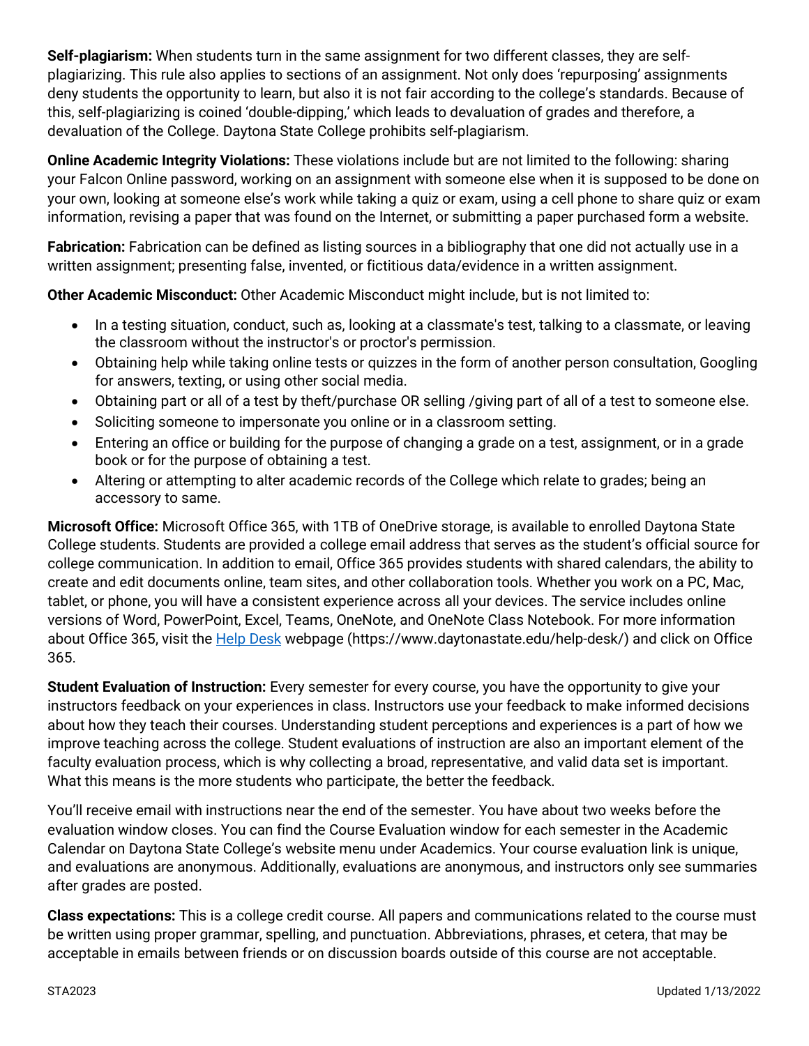**Self-plagiarism:** When students turn in the same assignment for two different classes, they are self-plagiarizing. This rule also applies to sections of an assignment. Not only does 'repurposing' assignments deny students the opportunity to learn, but also it is not fair according to the college's standards. Because of this, self-plagiarizing is coined 'double-dipping,' which leads to devaluation of grades and therefore, a devaluation of the College. Daytona State College prohibits self-plagiarism.

**Online Academic Integrity Violations:** These violations include but are not limited to the following: sharing your Falcon Online password, working on an assignment with someone else when it is supposed to be done on your own, looking at someone else's work while taking a quiz or exam, using a cell phone to share quiz or exam information, revising a paper that was found on the Internet, or submitting a paper purchased form a website.

**Fabrication:** Fabrication can be defined as listing sources in a bibliography that one did not actually use in a written assignment; presenting false, invented, or fictitious data/evidence in a written assignment.

**Other Academic Misconduct:** Other Academic Misconduct might include, but is not limited to:

- In a testing situation, conduct, such as, looking at a classmate's test, talking to a classmate, or leaving the classroom without the instructor's or proctor's permission.
- Obtaining help while taking online tests or quizzes in the form of another person consultation, Googling for answers, texting, or using other social media.
- Obtaining part or all of a test by theft/purchase OR selling /giving part of all of a test to someone else.
- Soliciting someone to impersonate you online or in a classroom setting.
- Entering an office or building for the purpose of changing a grade on a test, assignment, or in a grade book or for the purpose of obtaining a test.
- Altering or attempting to alter academic records of the College which relate to grades; being an accessory to same.

**Microsoft Office:** Microsoft Office 365, with 1TB of OneDrive storage, is available to enrolled Daytona State College students. Students are provided a college email address that serves as the student's official source for college communication. In addition to email, Office 365 provides students with shared calendars, the ability to create and edit documents online, team sites, and other collaboration tools. Whether you work on a PC, Mac, tablet, or phone, you will have a consistent experience across all your devices. The service includes online versions of Word, PowerPoint, Excel, Teams, OneNote, and OneNote Class Notebook. For more information about Office 365, visit the [Help Desk](https://www.daytonastate.edu/help-desk/) webpage (https://www.daytonastate.edu/help-desk/) and click on Office 365.

**Student Evaluation of Instruction:** Every semester for every course, you have the opportunity to give your instructors feedback on your experiences in class. Instructors use your feedback to make informed decisions about how they teach their courses. Understanding student perceptions and experiences is a part of how we improve teaching across the college. Student evaluations of instruction are also an important element of the faculty evaluation process, which is why collecting a broad, representative, and valid data set is important. What this means is the more students who participate, the better the feedback.

You'll receive email with instructions near the end of the semester. You have about two weeks before the evaluation window closes. You can find the Course Evaluation window for each semester in the Academic Calendar on Daytona State College's website menu under Academics. Your course evaluation link is unique, and evaluations are anonymous. Additionally, evaluations are anonymous, and instructors only see summaries after grades are posted.

**Class expectations:** This is a college credit course. All papers and communications related to the course must be written using proper grammar, spelling, and punctuation. Abbreviations, phrases, et cetera, that may be acceptable in emails between friends or on discussion boards outside of this course are not acceptable.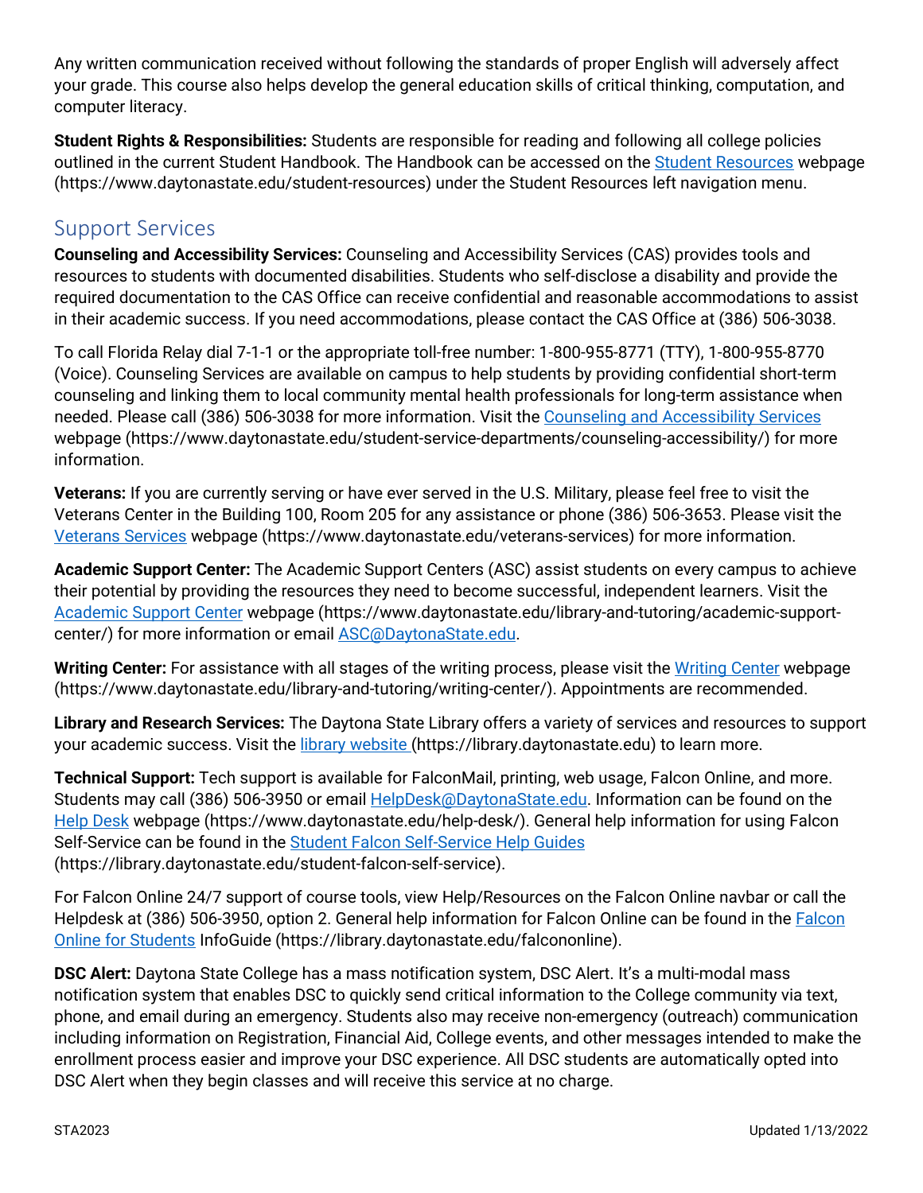Any written communication received without following the standards of proper English will adversely affect your grade. This course also helps develop the general education skills of critical thinking, computation, and computer literacy.

**Student Rights & Responsibilities:** Students are responsible for reading and following all college policies outlined in the current Student Handbook. The Handbook can be accessed on the [Student Resources](https://www.daytonastate.edu/student-resources) webpage (https://www.daytonastate.edu/student-resources) under the Student Resources left navigation menu.

## Support Services

**Counseling and Accessibility Services:** Counseling and Accessibility Services (CAS) provides tools and resources to students with documented disabilities. Students who self-disclose a disability and provide the required documentation to the CAS Office can receive confidential and reasonable accommodations to assist in their academic success. If you need accommodations, please contact the CAS Office at (386) 506-3038.

To call Florida Relay dial 7-1-1 or the appropriate toll-free number: 1-800-955-8771 (TTY), 1-800-955-8770 (Voice). Counseling Services are available on campus to help students by providing confidential short-term counseling and linking them to local community mental health professionals for long-term assistance when needed. Please call (386) 506-3038 for more information. Visit the [Counseling and Accessibility Services](https://www.daytonastate.edu/student-service-departments/counseling-accessibility/) webpage (https://www.daytonastate.edu/student-service-departments/counseling-accessibility/) for more information.

**Veterans:** If you are currently serving or have ever served in the U.S. Military, please feel free to visit the Veterans Center in the Building 100, Room 205 for any assistance or phone (386) 506-3653. Please visit the [Veterans Services](https://www.daytonastate.edu/veterans-services) webpage (https://www.daytonastate.edu/veterans-services) for more information.

**Academic Support Center:** The Academic Support Centers (ASC) assist students on every campus to achieve their potential by providing the resources they need to become successful, independent learners. Visit the [Academic Support Center](https://www.daytonastate.edu/library-and-tutoring/academic-support-center/) webpage (https://www.daytonastate.edu/library-and-tutoring/academic-support-center/) for more information or email [ASC@DaytonaState.edu](mailto:ASC@DaytonaState.edu).

**Writing Center:** For assistance with all stages of the writing process, please visit the [Writing Center](https://www.daytonastate.edu/library-and-tutoring/writing-center/) webpage (https://www.daytonastate.edu/library-and-tutoring/writing-center/). Appointments are recommended.

**Library and Research Services:** The Daytona State Library offers a variety of services and resources to support your academic success. Visit the [library website](https://library.daytonastate.edu) (https://library.daytonastate.edu) to learn more.

**Technical Support:** Tech support is available for FalconMail, printing, web usage, Falcon Online, and more. Students may call (386) 506-3950 or email [HelpDesk@DaytonaState.edu](mailto:HelpDesk@DaytonaState.edu). Information can be found on the [Help Desk](https://www.daytonastate.edu/help-desk/) webpage (https://www.daytonastate.edu/help-desk/). General help information for using Falcon Self-Service can be found in the [Student Falcon Self-Service Help Guides](https://library.daytonastate.edu/student-falcon-self-service) (https://library.daytonastate.edu/student-falcon-self-service).

For Falcon Online 24/7 support of course tools, view Help/Resources on the Falcon Online navbar or call the Helpdesk at (386) 506-3950, option 2. General help information for Falcon Online can be found in the [Falcon Online for Students](https://library.daytonastate.edu/falcononline) InfoGuide (https://library.daytonastate.edu/falcononline).

**DSC Alert:** Daytona State College has a mass notification system, DSC Alert. It's a multi-modal mass notification system that enables DSC to quickly send critical information to the College community via text, phone, and email during an emergency. Students also may receive non-emergency (outreach) communication including information on Registration, Financial Aid, College events, and other messages intended to make the enrollment process easier and improve your DSC experience. All DSC students are automatically opted into DSC Alert when they begin classes and will receive this service at no charge.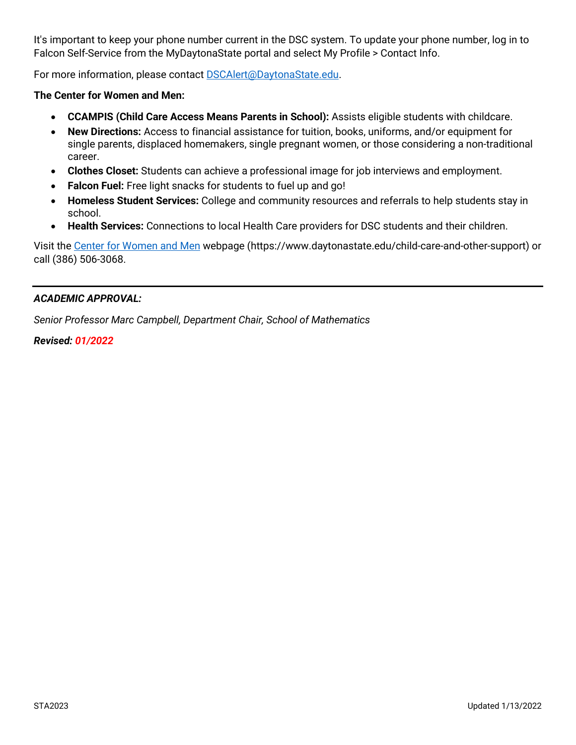It's important to keep your phone number current in the DSC system. To update your phone number, log in to Falcon Self-Service from the MyDaytonaState portal and select My Profile > Contact Info.

For more information, please contact [DSCAlert@DaytonaState.edu](mailto:DSCAlert@DaytonaState.edu).

**The Center for Women and Men:**

- **CCAMPIS (Child Care Access Means Parents in School):** Assists eligible students with childcare.
- **New Directions:** Access to financial assistance for tuition, books, uniforms, and/or equipment for single parents, displaced homemakers, single pregnant women, or those considering a non-traditional career.
- **Clothes Closet:** Students can achieve a professional image for job interviews and employment.
- **Falcon Fuel:** Free light snacks for students to fuel up and go!
- **Homeless Student Services:** College and community resources and referrals to help students stay in school.
- **Health Services:** Connections to local Health Care providers for DSC students and their children.

Visit the [Center for Women and Men](https://www.daytonastate.edu/child-care-and-other-support) webpage (https://www.daytonastate.edu/child-care-and-other-support) or call (386) 506-3068.

---

***ACADEMIC APPROVAL:***

*Senior Professor Marc Campbell, Department Chair, School of Mathematics*

***Revised: 01/2022***